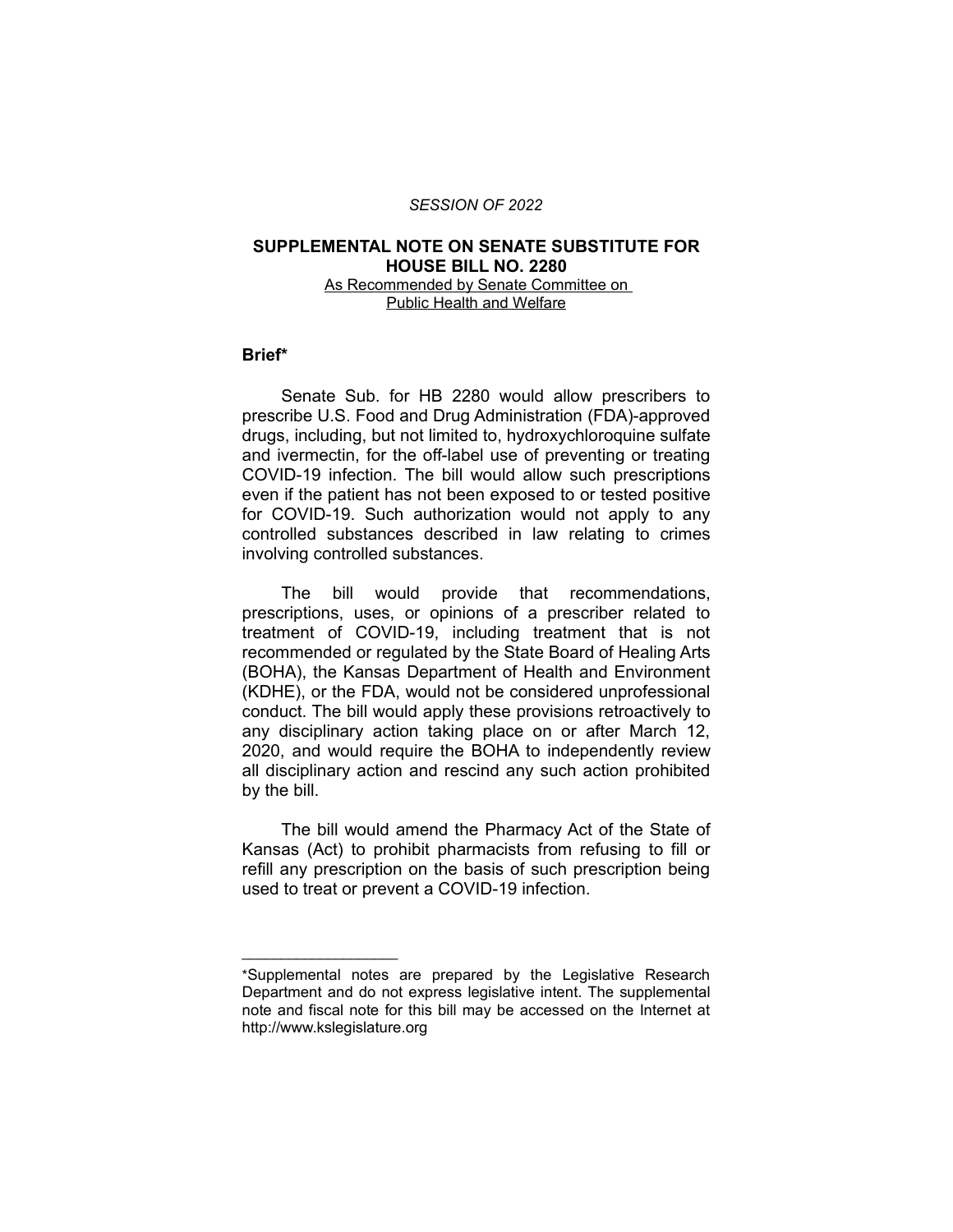*SESSION OF 2022*

# SUPPLEMENTAL NOTE ON SENATE SUBSTITUTE FOR HOUSE BILL NO. 2280

As Recommended by Senate Committee on Public Health and Welfare

## Brief*

Senate Sub. for HB 2280 would allow prescribers to prescribe U.S. Food and Drug Administration (FDA)-approved drugs, including, but not limited to, hydroxychloroquine sulfate and ivermectin, for the off-label use of preventing or treating COVID-19 infection. The bill would allow such prescriptions even if the patient has not been exposed to or tested positive for COVID-19. Such authorization would not apply to any controlled substances described in law relating to crimes involving controlled substances.

The bill would provide that recommendations, prescriptions, uses, or opinions of a prescriber related to treatment of COVID-19, including treatment that is not recommended or regulated by the State Board of Healing Arts (BOHA), the Kansas Department of Health and Environment (KDHE), or the FDA, would not be considered unprofessional conduct. The bill would apply these provisions retroactively to any disciplinary action taking place on or after March 12, 2020, and would require the BOHA to independently review all disciplinary action and rescind any such action prohibited by the bill.

The bill would amend the Pharmacy Act of the State of Kansas (Act) to prohibit pharmacists from refusing to fill or refill any prescription on the basis of such prescription being used to treat or prevent a COVID-19 infection.

---

*Supplemental notes are prepared by the Legislative Research Department and do not express legislative intent. The supplemental note and fiscal note for this bill may be accessed on the Internet at http://www.kslegislature.org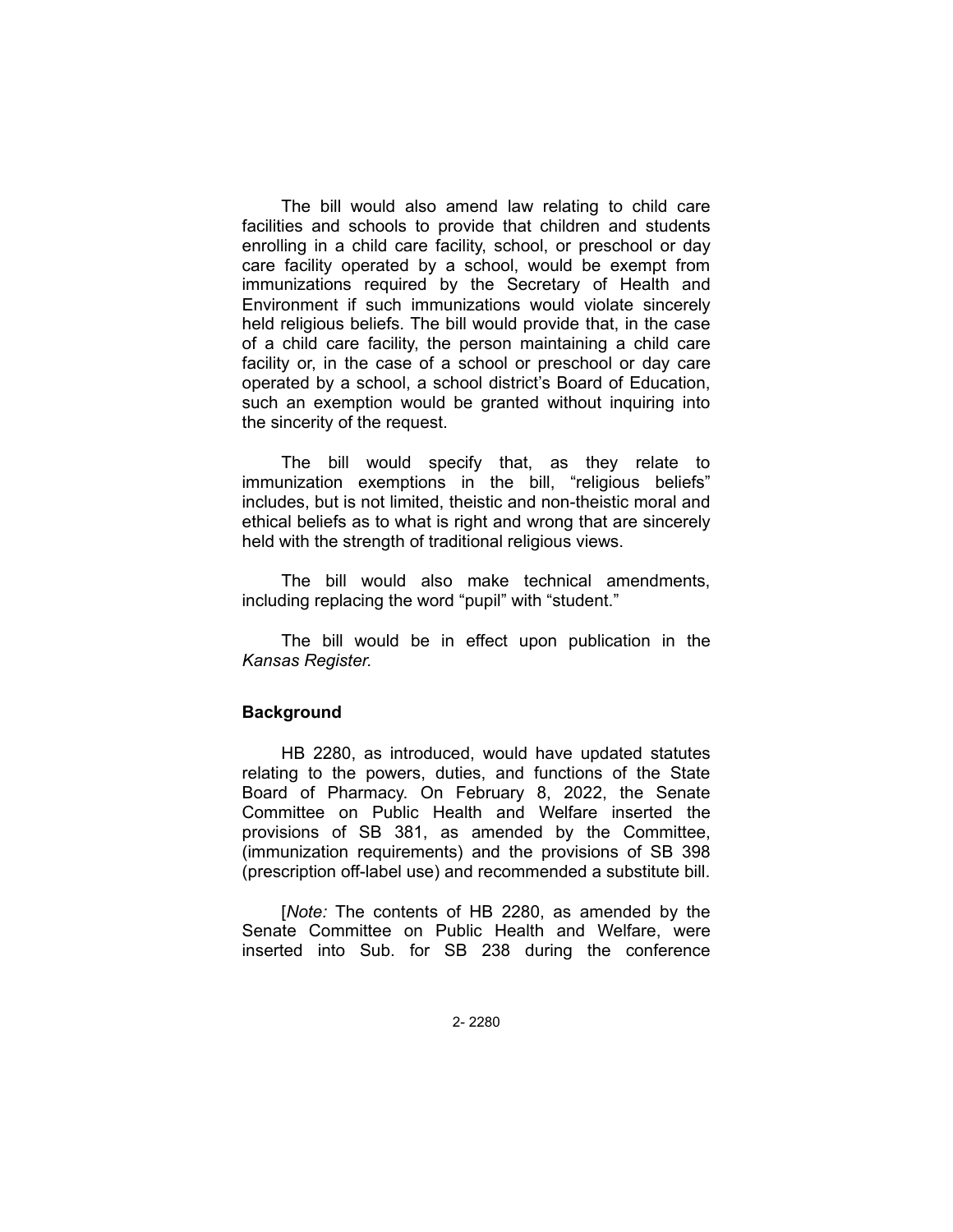The bill would also amend law relating to child care facilities and schools to provide that children and students enrolling in a child care facility, school, or preschool or day care facility operated by a school, would be exempt from immunizations required by the Secretary of Health and Environment if such immunizations would violate sincerely held religious beliefs. The bill would provide that, in the case of a child care facility, the person maintaining a child care facility or, in the case of a school or preschool or day care operated by a school, a school district's Board of Education, such an exemption would be granted without inquiring into the sincerity of the request.

The bill would specify that, as they relate to immunization exemptions in the bill, "religious beliefs" includes, but is not limited, theistic and non-theistic moral and ethical beliefs as to what is right and wrong that are sincerely held with the strength of traditional religious views.

The bill would also make technical amendments, including replacing the word "pupil" with "student."

The bill would be in effect upon publication in the *Kansas Register.*

## Background

HB 2280, as introduced, would have updated statutes relating to the powers, duties, and functions of the State Board of Pharmacy. On February 8, 2022, the Senate Committee on Public Health and Welfare inserted the provisions of SB 381, as amended by the Committee, (immunization requirements) and the provisions of SB 398 (prescription off-label use) and recommended a substitute bill.

[*Note:* The contents of HB 2280, as amended by the Senate Committee on Public Health and Welfare, were inserted into Sub. for SB 238 during the conference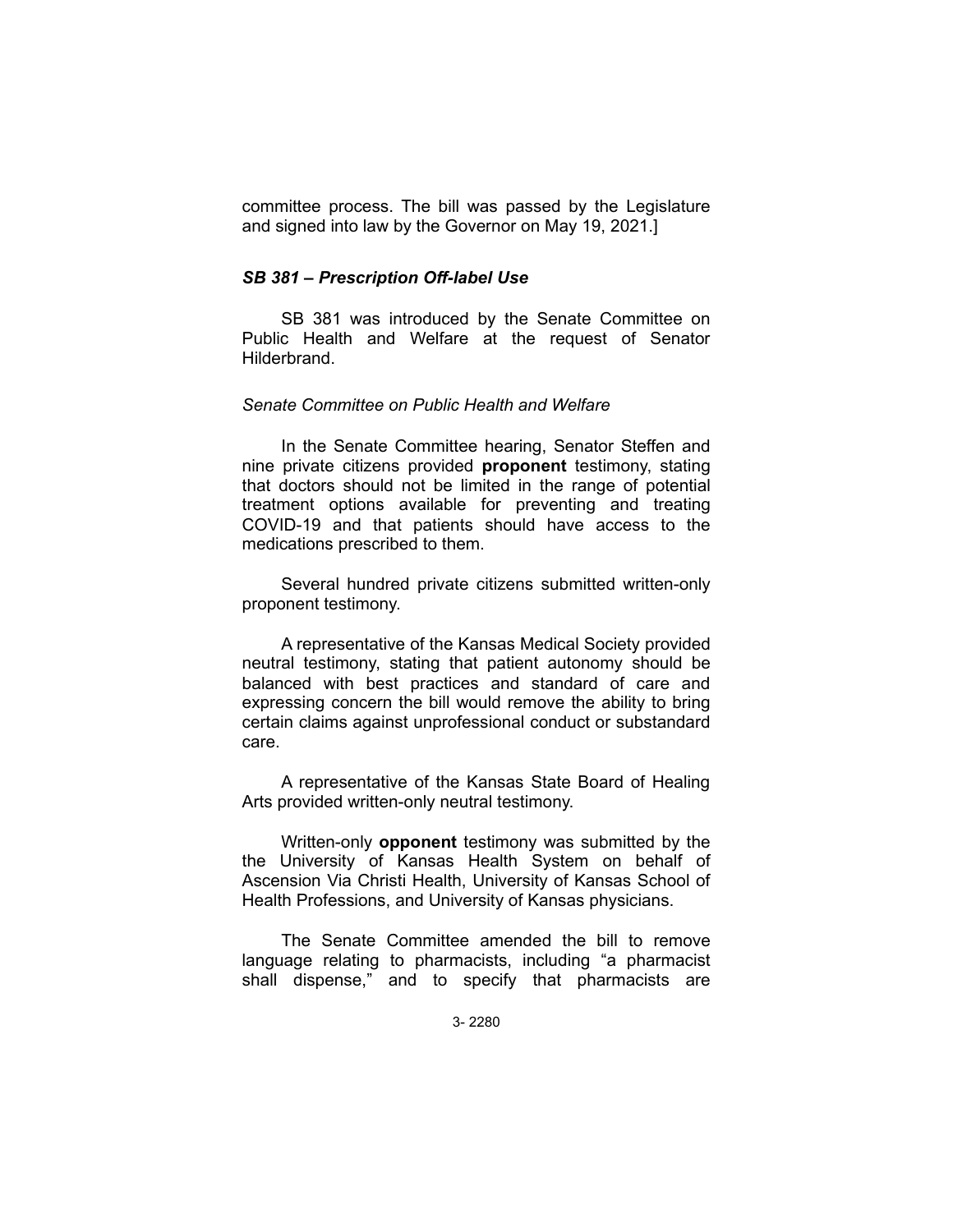committee process. The bill was passed by the Legislature and signed into law by the Governor on May 19, 2021.]

### *SB 381 – Prescription Off-label Use*

SB 381 was introduced by the Senate Committee on Public Health and Welfare at the request of Senator Hilderbrand.

*Senate Committee on Public Health and Welfare*

In the Senate Committee hearing, Senator Steffen and nine private citizens provided **proponent** testimony, stating that doctors should not be limited in the range of potential treatment options available for preventing and treating COVID-19 and that patients should have access to the medications prescribed to them.

Several hundred private citizens submitted written-only proponent testimony.

A representative of the Kansas Medical Society provided neutral testimony, stating that patient autonomy should be balanced with best practices and standard of care and expressing concern the bill would remove the ability to bring certain claims against unprofessional conduct or substandard care.

A representative of the Kansas State Board of Healing Arts provided written-only neutral testimony.

Written-only **opponent** testimony was submitted by the the University of Kansas Health System on behalf of Ascension Via Christi Health, University of Kansas School of Health Professions, and University of Kansas physicians.

The Senate Committee amended the bill to remove language relating to pharmacists, including "a pharmacist shall dispense," and to specify that pharmacists are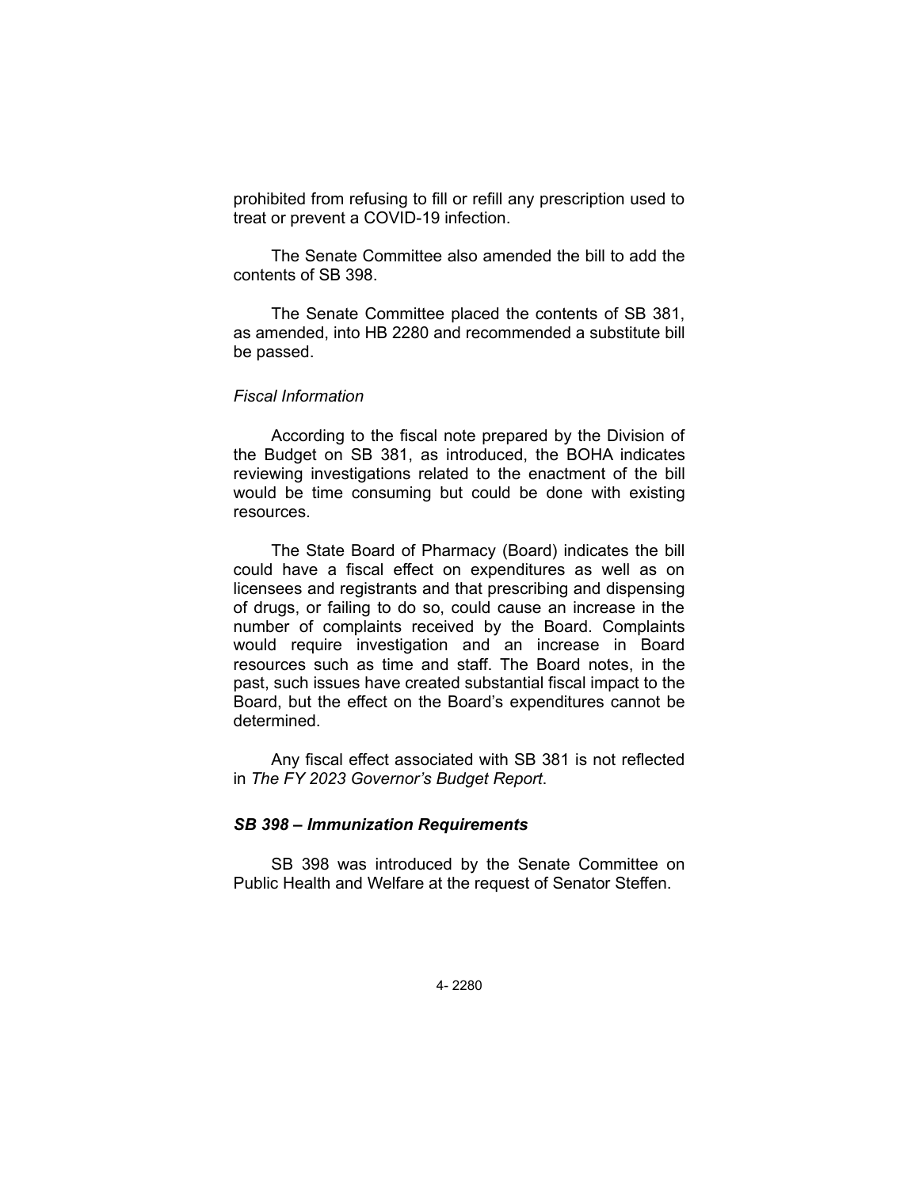prohibited from refusing to fill or refill any prescription used to treat or prevent a COVID-19 infection.

The Senate Committee also amended the bill to add the contents of SB 398.

The Senate Committee placed the contents of SB 381, as amended, into HB 2280 and recommended a substitute bill be passed.

*Fiscal Information*

According to the fiscal note prepared by the Division of the Budget on SB 381, as introduced, the BOHA indicates reviewing investigations related to the enactment of the bill would be time consuming but could be done with existing resources.

The State Board of Pharmacy (Board) indicates the bill could have a fiscal effect on expenditures as well as on licensees and registrants and that prescribing and dispensing of drugs, or failing to do so, could cause an increase in the number of complaints received by the Board. Complaints would require investigation and an increase in Board resources such as time and staff. The Board notes, in the past, such issues have created substantial fiscal impact to the Board, but the effect on the Board's expenditures cannot be determined.

Any fiscal effect associated with SB 381 is not reflected in *The FY 2023 Governor's Budget Report*.

***SB 398 – Immunization Requirements***

SB 398 was introduced by the Senate Committee on Public Health and Welfare at the request of Senator Steffen.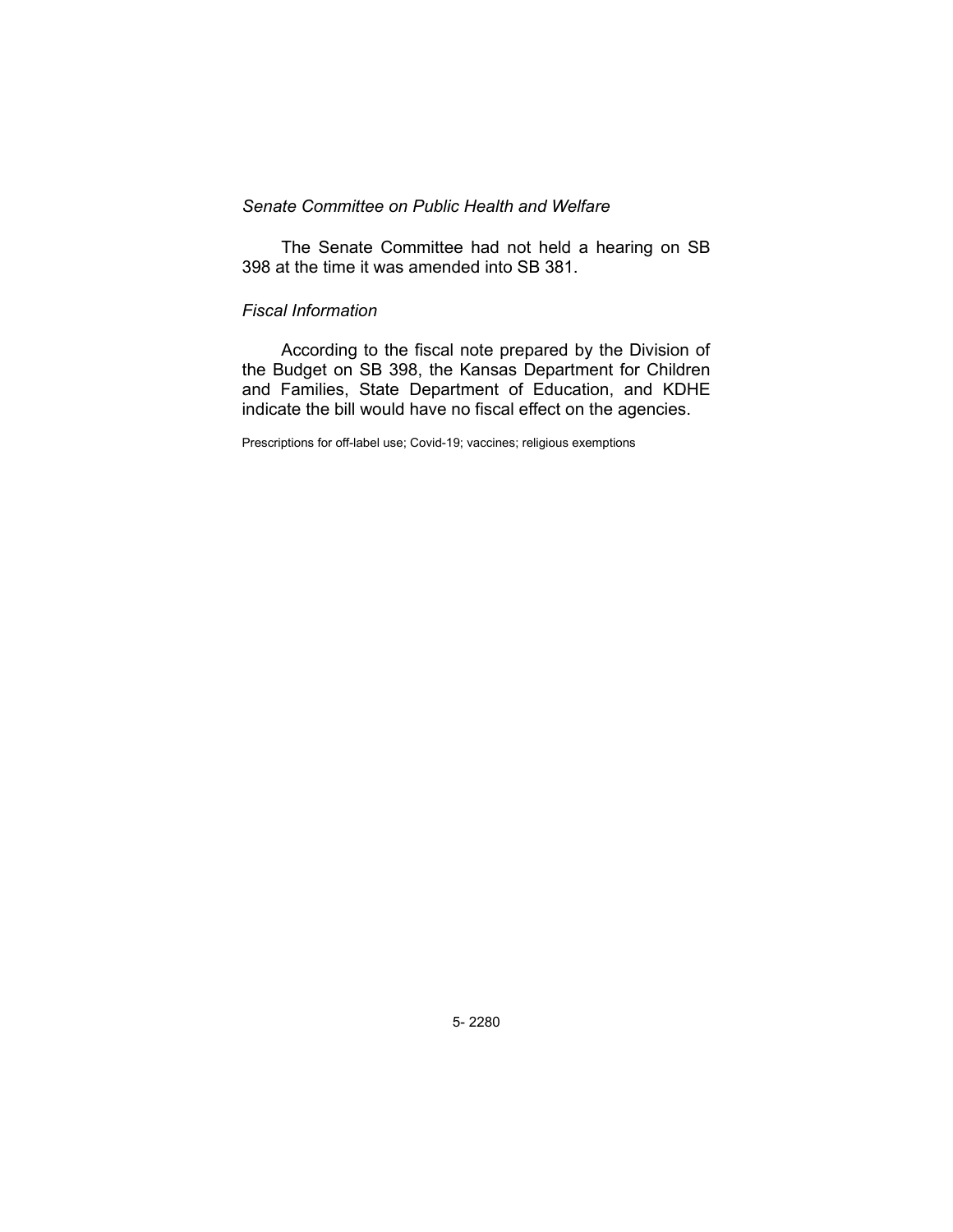*Senate Committee on Public Health and Welfare*

The Senate Committee had not held a hearing on SB 398 at the time it was amended into SB 381.

*Fiscal Information*

According to the fiscal note prepared by the Division of the Budget on SB 398, the Kansas Department for Children and Families, State Department of Education, and KDHE indicate the bill would have no fiscal effect on the agencies.

Prescriptions for off-label use; Covid-19; vaccines; religious exemptions